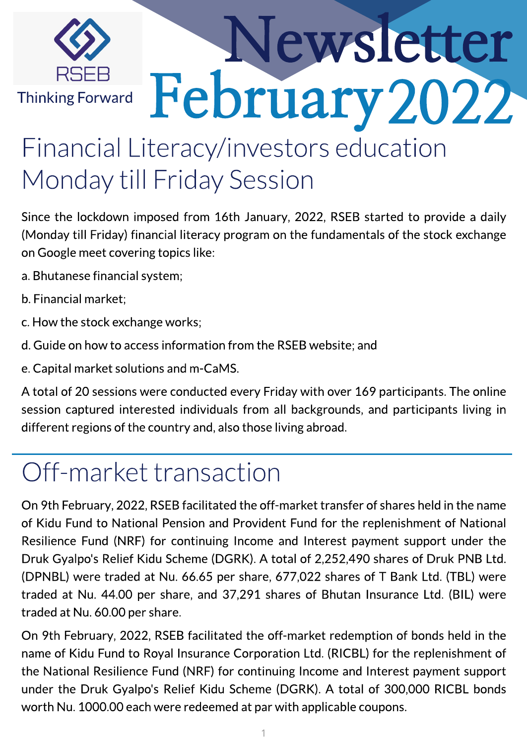RSEB

Thinking Forward

# Newsletter February 2022

## Financial Literacy/investors education Monday till Friday Session

Since the lockdown imposed from 16th January, 2022, RSEB started to provide a daily (Monday till Friday) financial literacy program on the fundamentals of the stock exchange on Google meet covering topics like:

a. Bhutanese financial system;

b. Financial market;

c. How the stock exchange works;

d. Guide on how to access information from the RSEB website; and

e. Capital market solutions and m-CaMS.

A total of 20 sessions were conducted every Friday with over 169 participants. The online session captured interested individuals from all backgrounds, and participants living in different regions of the country and, also those living abroad.

## Off-market transaction

On 9th February, 2022, RSEB facilitated the off-market transfer of shares held in the name of Kidu Fund to National Pension and Provident Fund for the replenishment of National Resilience Fund (NRF) for continuing Income and Interest payment support under the Druk Gyalpo's Relief Kidu Scheme (DGRK). A total of 2,252,490 shares of Druk PNB Ltd. (DPNBL) were traded at Nu. 66.65 per share, 677,022 shares of T Bank Ltd. (TBL) were traded at Nu. 44.00 per share, and 37,291 shares of Bhutan Insurance Ltd. (BIL) were traded at Nu. 60.00 per share.

On 9th February, 2022, RSEB facilitated the off-market redemption of bonds held in the name of Kidu Fund to Royal Insurance Corporation Ltd. (RICBL) for the replenishment of the National Resilience Fund (NRF) for continuing Income and Interest payment support under the Druk Gyalpo's Relief Kidu Scheme (DGRK). A total of 300,000 RICBL bonds worth Nu. 1000.00 each were redeemed at par with applicable coupons.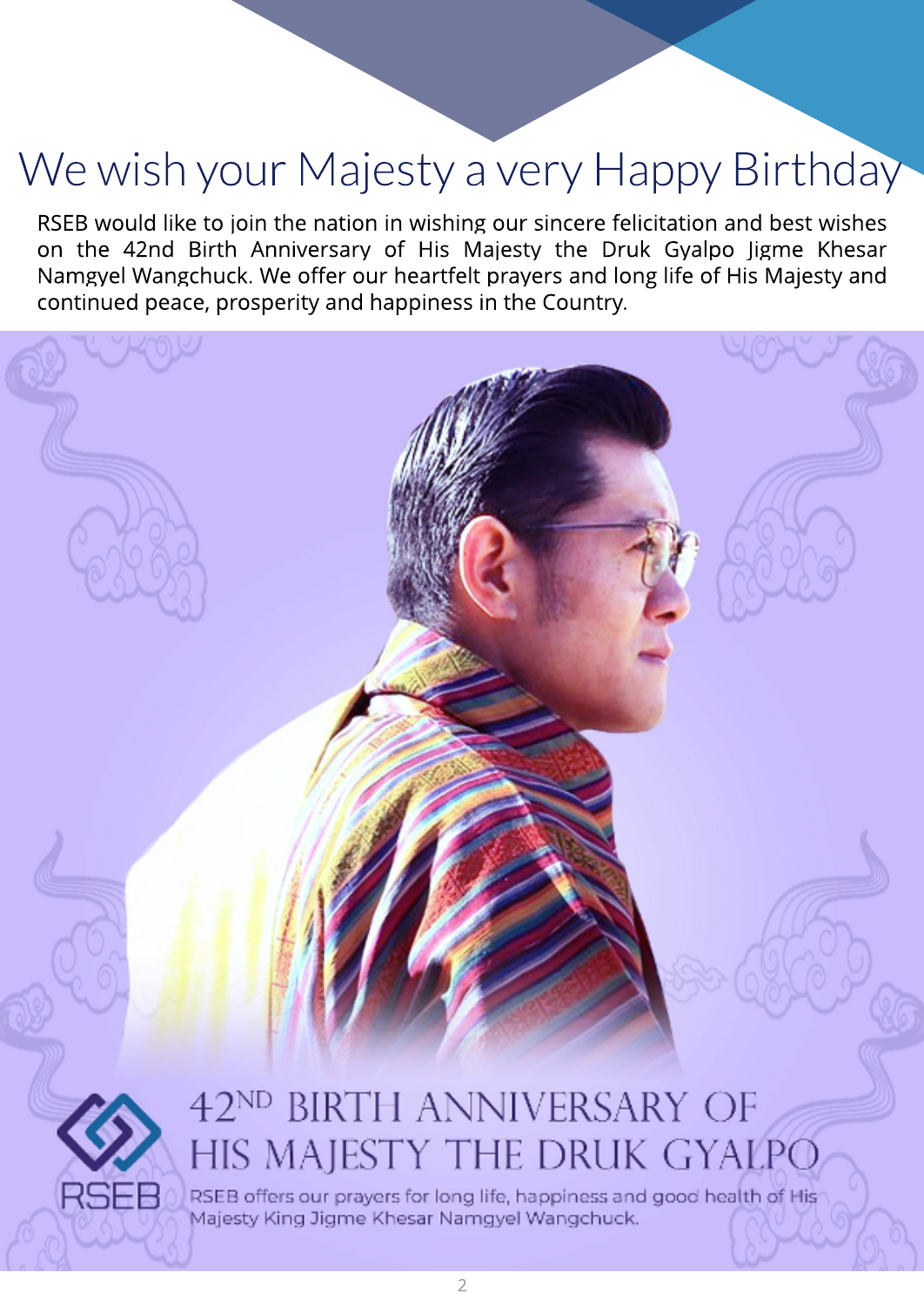# We wish your Majesty a very Happy Birthday

RSEB would like to join the nation in wishing our sincere felicitation and best wishes on the 42nd Birth Anniversary of His Majesty the Druk Gyalpo Jigme Khesar Namgyel Wangchuck. We offer our heartfelt prayers and long life of His Majesty and continued peace, prosperity and happiness in the Country.

## 42ND BIRTH ANNIVERSARY OF HIS MAJESTY THE DRUK GYALPO

RSEB

RSEB offers our prayers for long life, happiness and good health of His Majesty King Jigme Khesar Namgyel Wangchuck.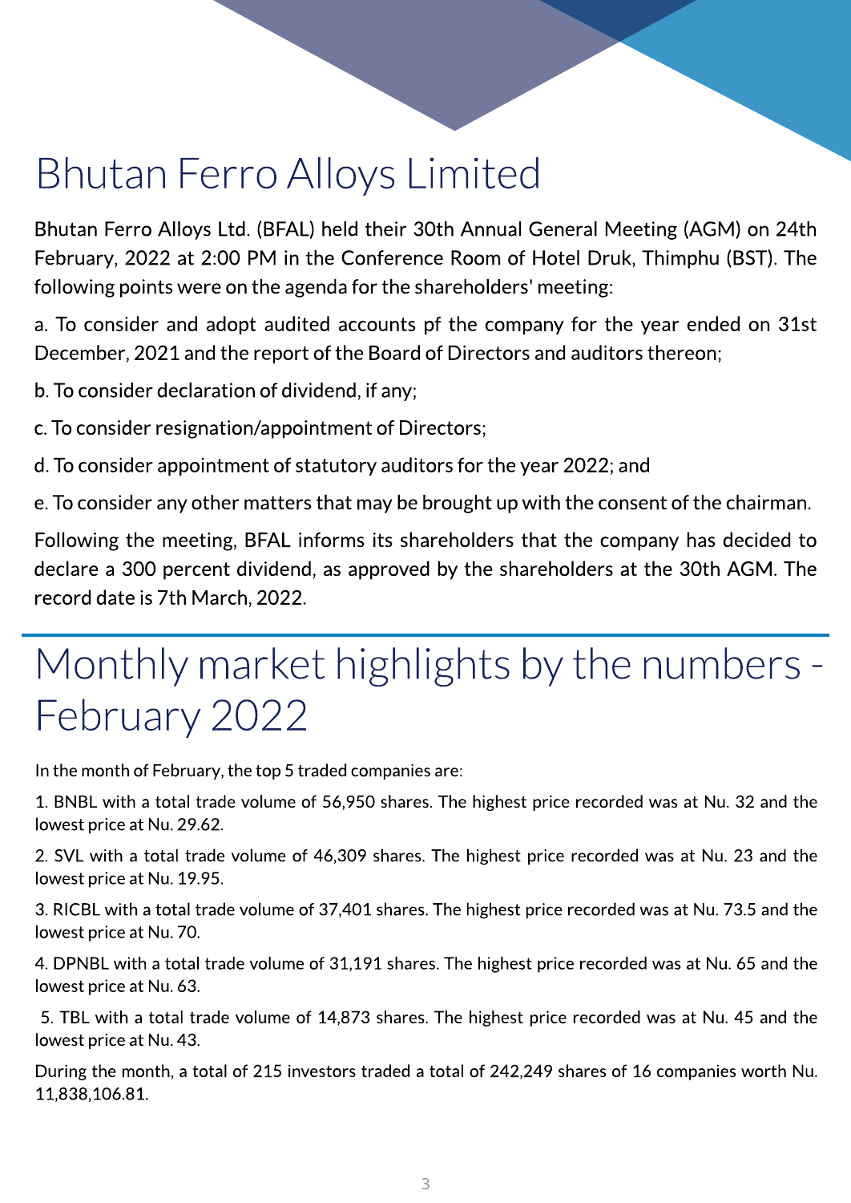# Bhutan Ferro Alloys Limited

Bhutan Ferro Alloys Ltd. (BFAL) held their 30th Annual General Meeting (AGM) on 24th February, 2022 at 2:00 PM in the Conference Room of Hotel Druk, Thimphu (BST). The following points were on the agenda for the shareholders' meeting:

a. To consider and adopt audited accounts pf the company for the year ended on 31st December, 2021 and the report of the Board of Directors and auditors thereon;

b. To consider declaration of dividend, if any;

c. To consider resignation/appointment of Directors;

d. To consider appointment of statutory auditors for the year 2022; and

e. To consider any other matters that may be brought up with the consent of the chairman.

Following the meeting, BFAL informs its shareholders that the company has decided to declare a 300 percent dividend, as approved by the shareholders at the 30th AGM. The record date is 7th March, 2022.

# Monthly market highlights by the numbers - February 2022

In the month of February, the top 5 traded companies are:

1. BNBL with a total trade volume of 56,950 shares. The highest price recorded was at Nu. 32 and the lowest price at Nu. 29.62.

2. SVL with a total trade volume of 46,309 shares. The highest price recorded was at Nu. 23 and the lowest price at Nu. 19.95.

3. RICBL with a total trade volume of 37,401 shares. The highest price recorded was at Nu. 73.5 and the lowest price at Nu. 70.

4. DPNBL with a total trade volume of 31,191 shares. The highest price recorded was at Nu. 65 and the lowest price at Nu. 63.

5. TBL with a total trade volume of 14,873 shares. The highest price recorded was at Nu. 45 and the lowest price at Nu. 43.

During the month, a total of 215 investors traded a total of 242,249 shares of 16 companies worth Nu. 11,838,106.81.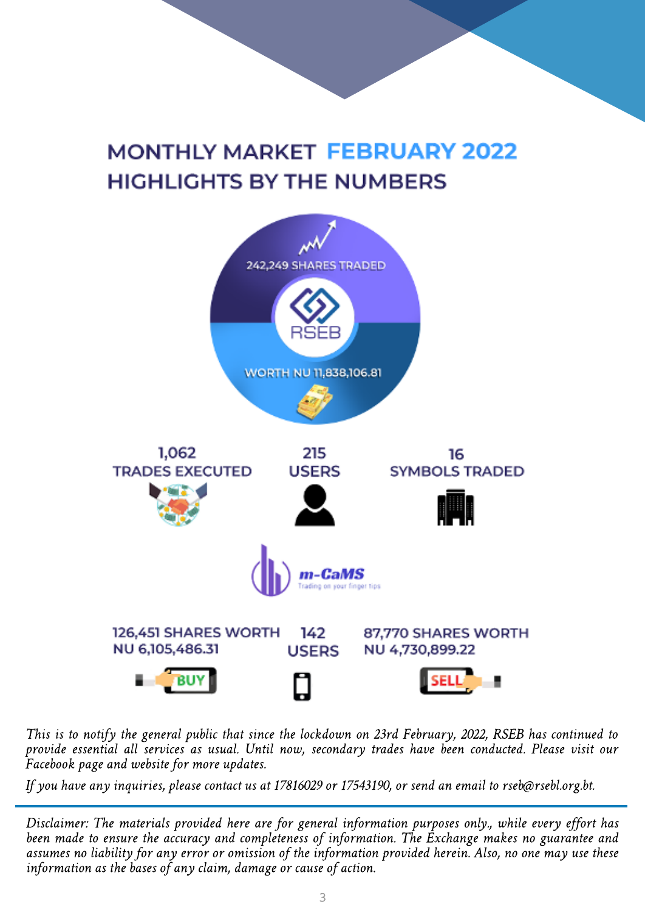# MONTHLY MARKET FEBRUARY 2022
# HIGHLIGHTS BY THE NUMBERS

242,249 SHARES TRADED

RSEB

WORTH NU 11,838,106.81

1,062
TRADES EXECUTED

215
USERS

16
SYMBOLS TRADED

m-CaMS
Trading on your finger tips

126,451 SHARES WORTH
NU 6,105,486.31

BUY

142
USERS

87,770 SHARES WORTH
NU 4,730,899.22

SELL

*This is to notify the general public that since the lockdown on 23rd February, 2022, RSEB has continued to provide essential all services as usual. Until now, secondary trades have been conducted. Please visit our Facebook page and website for more updates.*

*If you have any inquiries, please contact us at 17816029 or 17543190, or send an email to rseb@rsebl.org.bt.*

---

*Disclaimer: The materials provided here are for general information purposes only., while every effort has been made to ensure the accuracy and completeness of information. The Exchange makes no guarantee and assumes no liability for any error or omission of the information provided herein. Also, no one may use these information as the bases of any claim, damage or cause of action.*